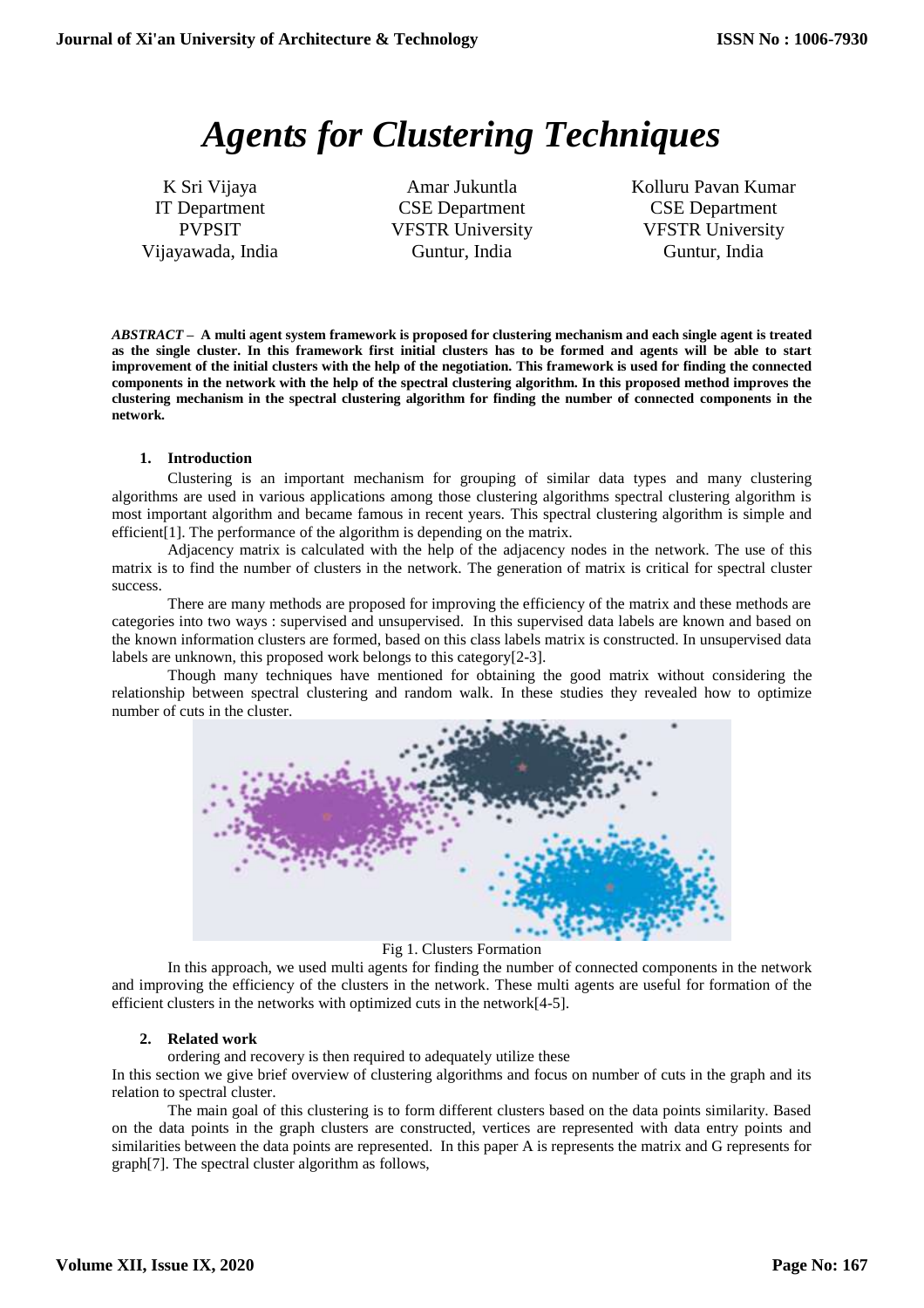# *Agents for Clustering Techniques*

K Sri Vijaya
IT Department
PVPSIT
Vijayawada, India

Amar Jukuntla
CSE Department
VFSTR University
Guntur, India

Kolluru Pavan Kumar
CSE Department
VFSTR University
Guntur, India

***ABSTRACT –*** **A multi agent system framework is proposed for clustering mechanism and each single agent is treated as the single cluster. In this framework first initial clusters has to be formed and agents will be able to start improvement of the initial clusters with the help of the negotiation. This framework is used for finding the connected components in the network with the help of the spectral clustering algorithm. In this proposed method improves the clustering mechanism in the spectral clustering algorithm for finding the number of connected components in the network.**

## 1. Introduction

Clustering is an important mechanism for grouping of similar data types and many clustering algorithms are used in various applications among those clustering algorithms spectral clustering algorithm is most important algorithm and became famous in recent years. This spectral clustering algorithm is simple and efficient[1]. The performance of the algorithm is depending on the matrix.

Adjacency matrix is calculated with the help of the adjacency nodes in the network. The use of this matrix is to find the number of clusters in the network. The generation of matrix is critical for spectral cluster success.

There are many methods are proposed for improving the efficiency of the matrix and these methods are categories into two ways : supervised and unsupervised. In this supervised data labels are known and based on the known information clusters are formed, based on this class labels matrix is constructed. In unsupervised data labels are unknown, this proposed work belongs to this category[2-3].

Though many techniques have mentioned for obtaining the good matrix without considering the relationship between spectral clustering and random walk. In these studies they revealed how to optimize number of cuts in the cluster.

Fig 1. Clusters Formation

In this approach, we used multi agents for finding the number of connected components in the network and improving the efficiency of the clusters in the network. These multi agents are useful for formation of the efficient clusters in the networks with optimized cuts in the network[4-5].

## 2. Related work

ordering and recovery is then required to adequately utilize these

In this section we give brief overview of clustering algorithms and focus on number of cuts in the graph and its relation to spectral cluster.

The main goal of this clustering is to form different clusters based on the data points similarity. Based on the data points in the graph clusters are constructed, vertices are represented with data entry points and similarities between the data points are represented. In this paper A is represents the matrix and G represents for graph[7]. The spectral cluster algorithm as follows,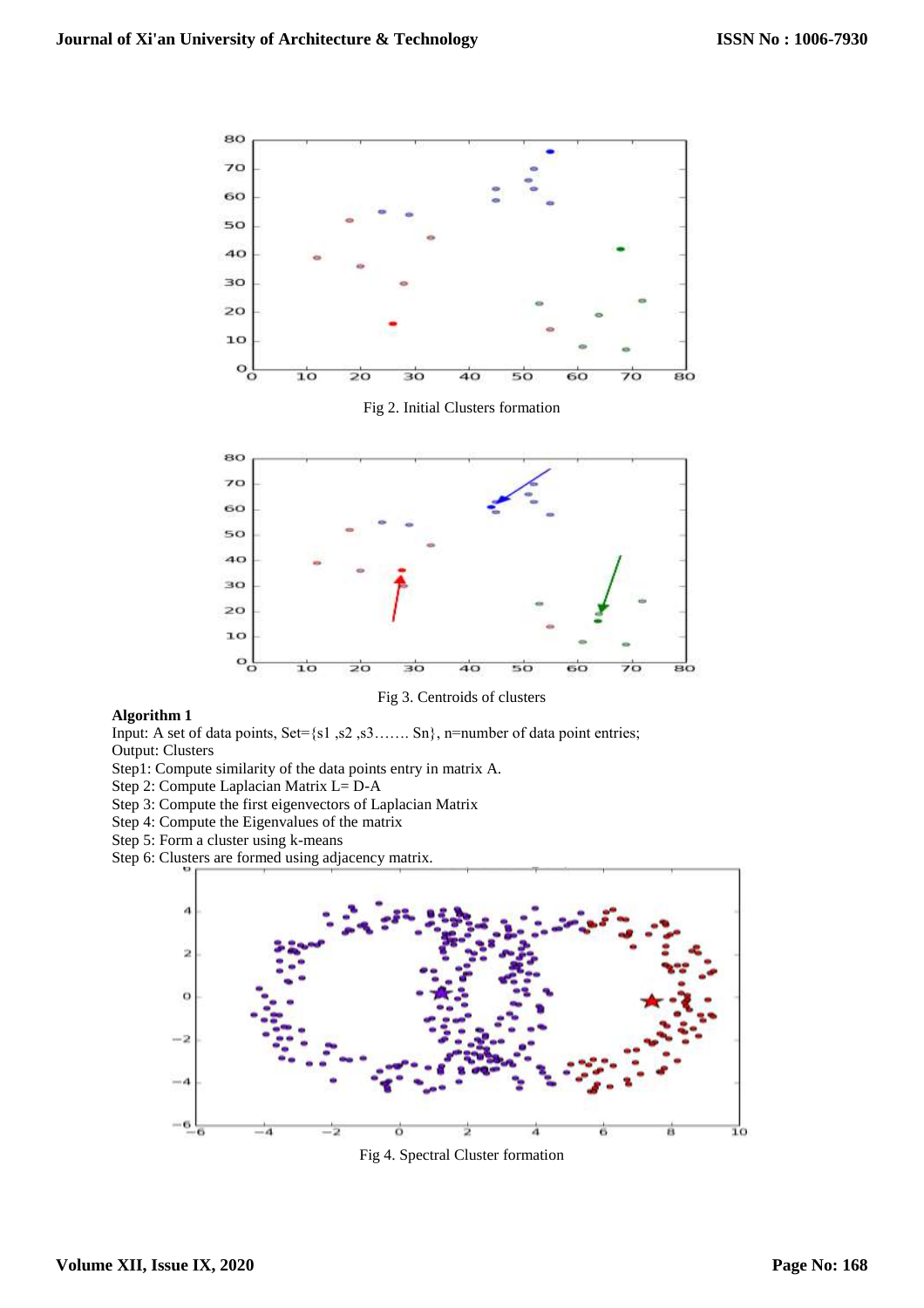Fig 2. Initial Clusters formation

Fig 3. Centroids of clusters

**Algorithm 1**

Input: A set of data points, Set={s1 ,s2 ,s3……. Sn}, n=number of data point entries;

Output: Clusters

Step1: Compute similarity of the data points entry in matrix A.

Step 2: Compute Laplacian Matrix L= D-A

Step 3: Compute the first eigenvectors of Laplacian Matrix

Step 4: Compute the Eigenvalues of the matrix

Step 5: Form a cluster using k-means

Step 6: Clusters are formed using adjacency matrix.

Fig 4. Spectral Cluster formation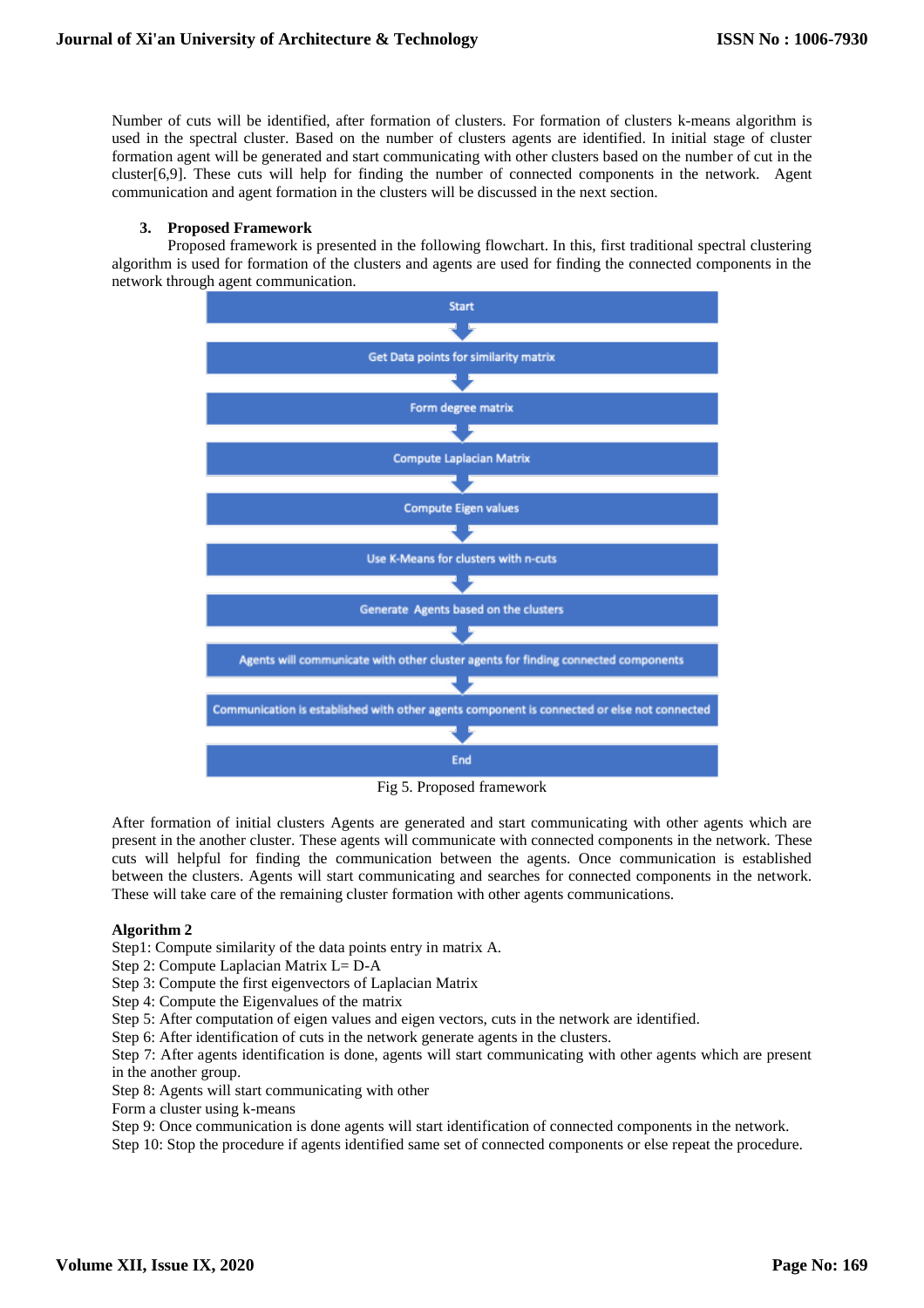Number of cuts will be identified, after formation of clusters. For formation of clusters k-means algorithm is used in the spectral cluster. Based on the number of clusters agents are identified. In initial stage of cluster formation agent will be generated and start communicating with other clusters based on the number of cut in the cluster[6,9]. These cuts will help for finding the number of connected components in the network. Agent communication and agent formation in the clusters will be discussed in the next section.

## 3. Proposed Framework

Proposed framework is presented in the following flowchart. In this, first traditional spectral clustering algorithm is used for formation of the clusters and agents are used for finding the connected components in the network through agent communication.

Start

Get Data points for similarity matrix

Form degree matrix

Compute Laplacian Matrix

Compute Eigen values

Use K-Means for clusters with n-cuts

Generate Agents based on the clusters

Agents will communicate with other cluster agents for finding connected components

Communication is established with other agents component is connected or else not connected

End

Fig 5. Proposed framework

After formation of initial clusters Agents are generated and start communicating with other agents which are present in the another cluster. These agents will communicate with connected components in the network. These cuts will helpful for finding the communication between the agents. Once communication is established between the clusters. Agents will start communicating and searches for connected components in the network. These will take care of the remaining cluster formation with other agents communications.

**Algorithm 2**

Step1: Compute similarity of the data points entry in matrix A.

Step 2: Compute Laplacian Matrix L= D-A

Step 3: Compute the first eigenvectors of Laplacian Matrix

Step 4: Compute the Eigenvalues of the matrix

Step 5: After computation of eigen values and eigen vectors, cuts in the network are identified.

Step 6: After identification of cuts in the network generate agents in the clusters.

Step 7: After agents identification is done, agents will start communicating with other agents which are present in the another group.

Step 8: Agents will start communicating with other

Form a cluster using k-means

Step 9: Once communication is done agents will start identification of connected components in the network.

Step 10: Stop the procedure if agents identified same set of connected components or else repeat the procedure.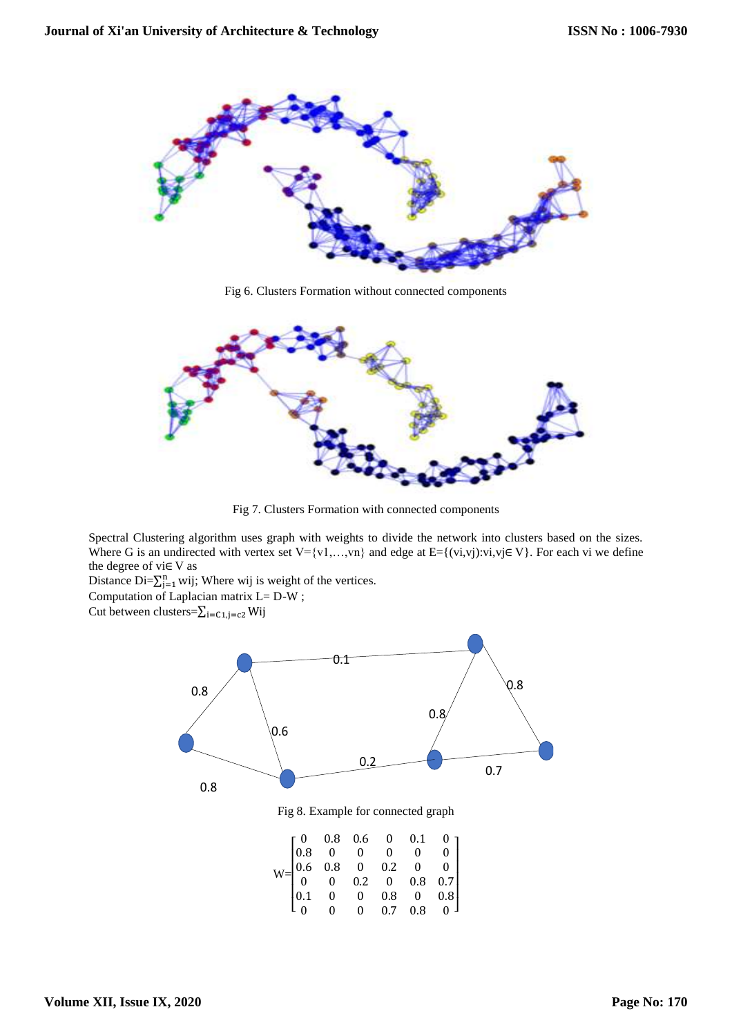Fig 6. Clusters Formation without connected components

Fig 7. Clusters Formation with connected components

Spectral Clustering algorithm uses graph with weights to divide the network into clusters based on the sizes. Where G is an undirected with vertex set V={v1,…,vn} and edge at E={(vi,vj):vi,vj∈ V}. For each vi we define the degree of vi∈ V as

Distance $D_i=\sum_{j=1}^{n} w_{ij}$; Where wij is weight of the vertices.

Computation of Laplacian matrix L= D-W ;

Cut between clusters$=\sum_{i=C1,j=c2} W_{ij}$

Fig 8. Example for connected graph

$$W=\begin{bmatrix} 0 & 0.8 & 0.6 & 0 & 0.1 & 0 \\ 0.8 & 0 & 0 & 0 & 0 & 0 \\ 0.6 & 0.8 & 0 & 0.2 & 0 & 0 \\ 0 & 0 & 0.2 & 0 & 0.8 & 0.7 \\ 0.1 & 0 & 0 & 0.8 & 0 & 0.8 \\ 0 & 0 & 0 & 0.7 & 0.8 & 0 \end{bmatrix}$$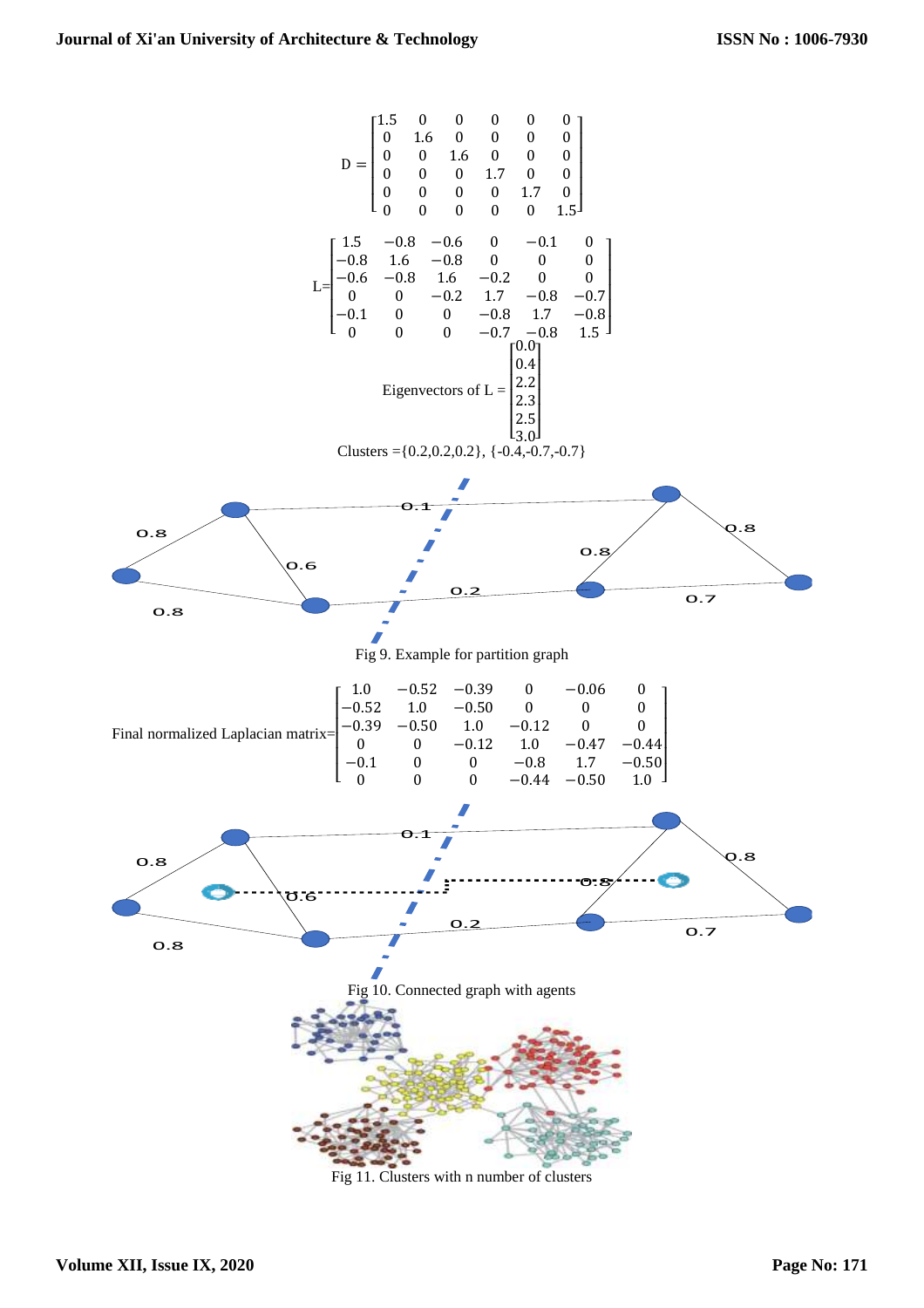$$D = \begin{bmatrix} 1.5 & 0 & 0 & 0 & 0 & 0 \\ 0 & 1.6 & 0 & 0 & 0 & 0 \\ 0 & 0 & 1.6 & 0 & 0 & 0 \\ 0 & 0 & 0 & 1.7 & 0 & 0 \\ 0 & 0 & 0 & 0 & 1.7 & 0 \\ 0 & 0 & 0 & 0 & 0 & 1.5 \end{bmatrix}$$

$$L = \begin{bmatrix} 1.5 & -0.8 & -0.6 & 0 & -0.1 & 0 \\ -0.8 & 1.6 & -0.8 & 0 & 0 & 0 \\ -0.6 & -0.8 & 1.6 & -0.2 & 0 & 0 \\ 0 & 0 & -0.2 & 1.7 & -0.8 & -0.7 \\ -0.1 & 0 & 0 & -0.8 & 1.7 & -0.8 \\ 0 & 0 & 0 & -0.7 & -0.8 & 1.5 \end{bmatrix}$$

$$\text{Eigenvectors of } L = \begin{bmatrix} 0.0 \\ 0.4 \\ 2.2 \\ 2.3 \\ 2.5 \\ 3.0 \end{bmatrix}$$

Clusters ={0.2,0.2,0.2}, {-0.4,-0.7,-0.7}

Fig 9. Example for partition graph

$$\text{Final normalized Laplacian matrix} = \begin{bmatrix} 1.0 & -0.52 & -0.39 & 0 & -0.06 & 0 \\ -0.52 & 1.0 & -0.50 & 0 & 0 & 0 \\ -0.39 & -0.50 & 1.0 & -0.12 & 0 & 0 \\ 0 & 0 & -0.12 & 1.0 & -0.47 & -0.44 \\ -0.1 & 0 & 0 & -0.8 & 1.7 & -0.50 \\ 0 & 0 & 0 & -0.44 & -0.50 & 1.0 \end{bmatrix}$$

Fig 10. Connected graph with agents

Fig 11. Clusters with n number of clusters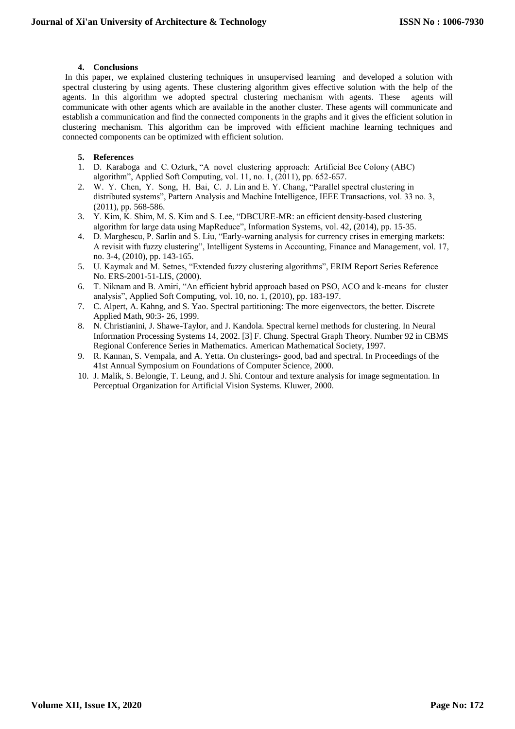## 4. Conclusions

In this paper, we explained clustering techniques in unsupervised learning and developed a solution with spectral clustering by using agents. These clustering algorithm gives effective solution with the help of the agents. In this algorithm we adopted spectral clustering mechanism with agents. These agents will communicate with other agents which are available in the another cluster. These agents will communicate and establish a communication and find the connected components in the graphs and it gives the efficient solution in clustering mechanism. This algorithm can be improved with efficient machine learning techniques and connected components can be optimized with efficient solution.

## 5. References

1. D. Karaboga and C. Ozturk, "A novel clustering approach: Artificial Bee Colony (ABC) algorithm", Applied Soft Computing, vol. 11, no. 1, (2011), pp. 652-657.
2. W. Y. Chen, Y. Song, H. Bai, C. J. Lin and E. Y. Chang, "Parallel spectral clustering in distributed systems", Pattern Analysis and Machine Intelligence, IEEE Transactions, vol. 33 no. 3, (2011), pp. 568-586.
3. Y. Kim, K. Shim, M. S. Kim and S. Lee, "DBCURE-MR: an efficient density-based clustering algorithm for large data using MapReduce", Information Systems, vol. 42, (2014), pp. 15-35.
4. D. Marghescu, P. Sarlin and S. Liu, "Early-warning analysis for currency crises in emerging markets: A revisit with fuzzy clustering", Intelligent Systems in Accounting, Finance and Management, vol. 17, no. 3-4, (2010), pp. 143-165.
5. U. Kaymak and M. Setnes, "Extended fuzzy clustering algorithms", ERIM Report Series Reference No. ERS-2001-51-LIS, (2000).
6. T. Niknam and B. Amiri, "An efficient hybrid approach based on PSO, ACO and k-means for cluster analysis", Applied Soft Computing, vol. 10, no. 1, (2010), pp. 183-197.
7. C. Alpert, A. Kahng, and S. Yao. Spectral partitioning: The more eigenvectors, the better. Discrete Applied Math, 90:3- 26, 1999.
8. N. Christianini, J. Shawe-Taylor, and J. Kandola. Spectral kernel methods for clustering. In Neural Information Processing Systems 14, 2002. [3] F. Chung. Spectral Graph Theory. Number 92 in CBMS Regional Conference Series in Mathematics. American Mathematical Society, 1997.
9. R. Kannan, S. Vempala, and A. Yetta. On clusterings- good, bad and spectral. In Proceedings of the 41st Annual Symposium on Foundations of Computer Science, 2000.
10. J. Malik, S. Belongie, T. Leung, and J. Shi. Contour and texture analysis for image segmentation. In Perceptual Organization for Artificial Vision Systems. Kluwer, 2000.